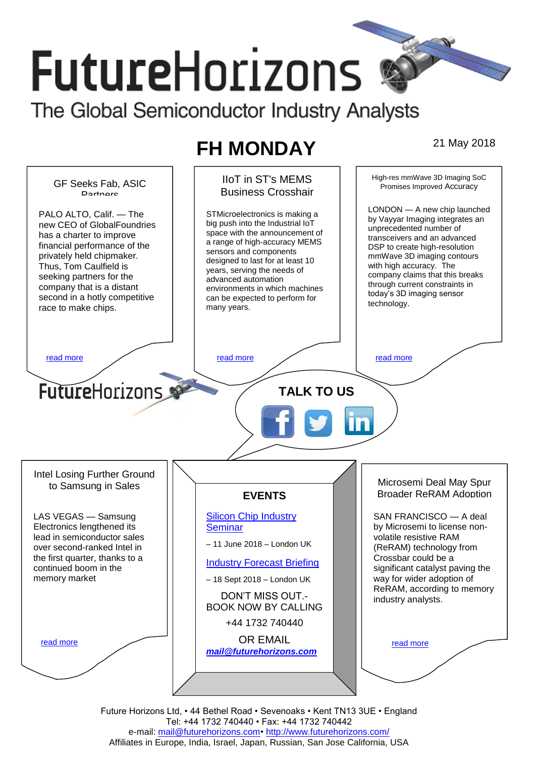# FutureHorizons

The Global Semiconductor Industry Analysts

## FH MONDAY

21 May 2018

### GF Seeks Fab, ASIC Partners

PALO ALTO, Calif. — The new CEO of GlobalFoundries has a charter to improve financial performance of the privately held chipmaker. Thus, Tom Caulfield is seeking partners for the company that is a distant second in a hotly competitive race to make chips.

read more

### IIoT in ST's MEMS Business Crosshair

STMicroelectronics is making a big push into the Industrial IoT space with the announcement of a range of high-accuracy MEMS sensors and components designed to last for at least 10 years, serving the needs of advanced automation environments in which machines can be expected to perform for many years.

read more

### High-res mmWave 3D Imaging SoC Promises Improved Accuracy

LONDON — A new chip launched by Vayyar Imaging integrates an unprecedented number of transceivers and an advanced DSP to create high-resolution mmWave 3D imaging contours with high accuracy. The company claims that this breaks through current constraints in today's 3D imaging sensor technology.

read more

FutureHorizons

**TALK TO US**

### Intel Losing Further Ground to Samsung in Sales

LAS VEGAS — Samsung Electronics lengthened its lead in semiconductor sales over second-ranked Intel in the first quarter, thanks to a continued boom in the memory market

read more

### EVENTS

Silicon Chip Industry Seminar

– 11 June 2018 – London UK

Industry Forecast Briefing

– 18 Sept 2018 – London UK

DON'T MISS OUT.- BOOK NOW BY CALLING

+44 1732 740440

OR EMAIL

***mail@futurehorizons.com***

### Microsemi Deal May Spur Broader ReRAM Adoption

SAN FRANCISCO — A deal by Microsemi to license non-volatile resistive RAM (ReRAM) technology from Crossbar could be a significant catalyst paving the way for wider adoption of ReRAM, according to memory industry analysts.

read more

Future Horizons Ltd, • 44 Bethel Road • Sevenoaks • Kent TN13 3UE • England
Tel: +44 1732 740440 • Fax: +44 1732 740442
e-mail: mail@futurehorizons.com• http://www.futurehorizons.com/
Affiliates in Europe, India, Israel, Japan, Russian, San Jose California, USA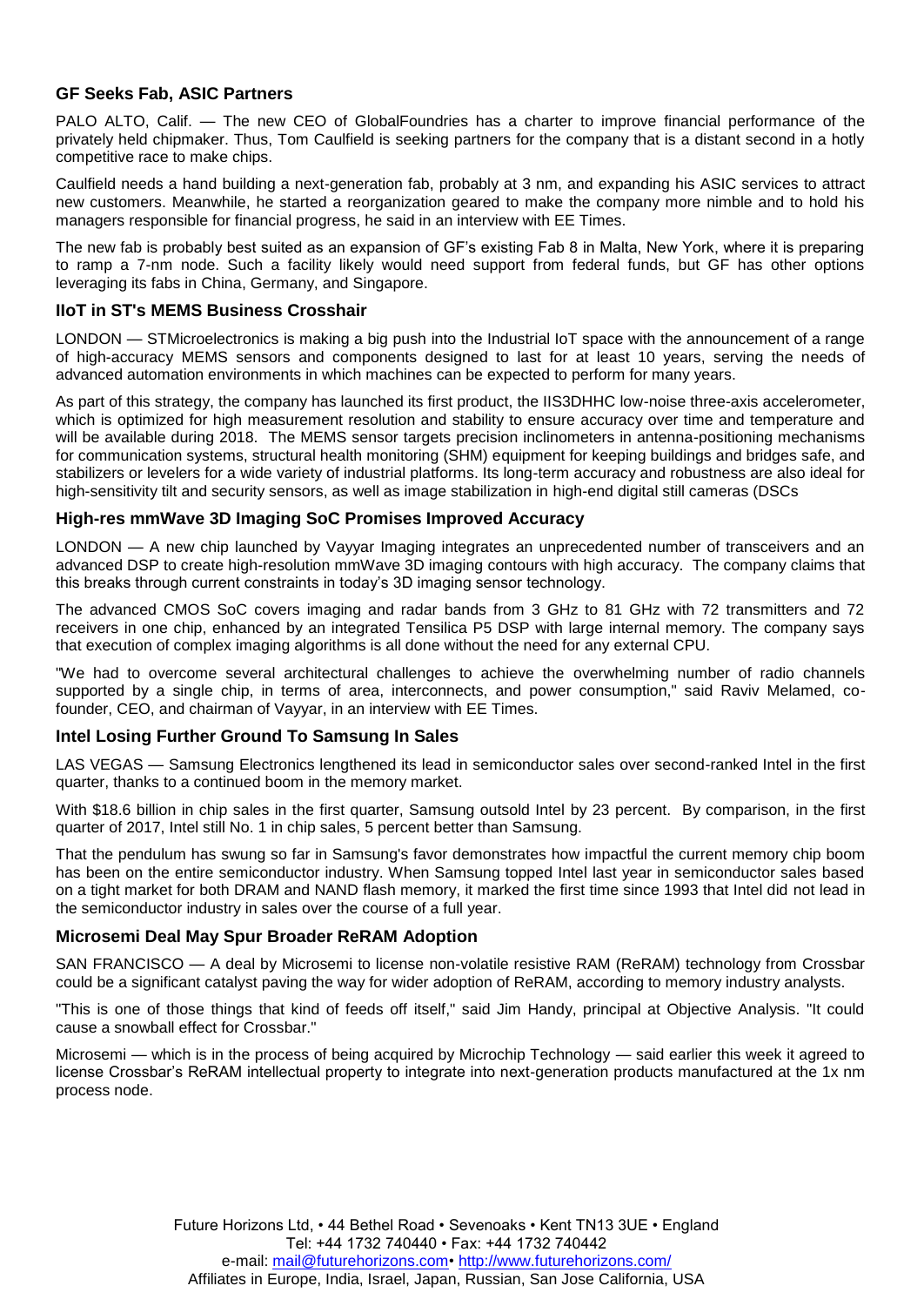### GF Seeks Fab, ASIC Partners

PALO ALTO, Calif. — The new CEO of GlobalFoundries has a charter to improve financial performance of the privately held chipmaker. Thus, Tom Caulfield is seeking partners for the company that is a distant second in a hotly competitive race to make chips.

Caulfield needs a hand building a next-generation fab, probably at 3 nm, and expanding his ASIC services to attract new customers. Meanwhile, he started a reorganization geared to make the company more nimble and to hold his managers responsible for financial progress, he said in an interview with EE Times.

The new fab is probably best suited as an expansion of GF's existing Fab 8 in Malta, New York, where it is preparing to ramp a 7-nm node. Such a facility likely would need support from federal funds, but GF has other options leveraging its fabs in China, Germany, and Singapore.

### IIoT in ST's MEMS Business Crosshair

LONDON — STMicroelectronics is making a big push into the Industrial IoT space with the announcement of a range of high-accuracy MEMS sensors and components designed to last for at least 10 years, serving the needs of advanced automation environments in which machines can be expected to perform for many years.

As part of this strategy, the company has launched its first product, the IIS3DHHC low-noise three-axis accelerometer, which is optimized for high measurement resolution and stability to ensure accuracy over time and temperature and will be available during 2018. The MEMS sensor targets precision inclinometers in antenna-positioning mechanisms for communication systems, structural health monitoring (SHM) equipment for keeping buildings and bridges safe, and stabilizers or levelers for a wide variety of industrial platforms. Its long-term accuracy and robustness are also ideal for high-sensitivity tilt and security sensors, as well as image stabilization in high-end digital still cameras (DSCs

### High-res mmWave 3D Imaging SoC Promises Improved Accuracy

LONDON — A new chip launched by Vayyar Imaging integrates an unprecedented number of transceivers and an advanced DSP to create high-resolution mmWave 3D imaging contours with high accuracy. The company claims that this breaks through current constraints in today's 3D imaging sensor technology.

The advanced CMOS SoC covers imaging and radar bands from 3 GHz to 81 GHz with 72 transmitters and 72 receivers in one chip, enhanced by an integrated Tensilica P5 DSP with large internal memory. The company says that execution of complex imaging algorithms is all done without the need for any external CPU.

"We had to overcome several architectural challenges to achieve the overwhelming number of radio channels supported by a single chip, in terms of area, interconnects, and power consumption," said Raviv Melamed, co-founder, CEO, and chairman of Vayyar, in an interview with EE Times.

### Intel Losing Further Ground To Samsung In Sales

LAS VEGAS — Samsung Electronics lengthened its lead in semiconductor sales over second-ranked Intel in the first quarter, thanks to a continued boom in the memory market.

With $18.6 billion in chip sales in the first quarter, Samsung outsold Intel by 23 percent. By comparison, in the first quarter of 2017, Intel still No. 1 in chip sales, 5 percent better than Samsung.

That the pendulum has swung so far in Samsung's favor demonstrates how impactful the current memory chip boom has been on the entire semiconductor industry. When Samsung topped Intel last year in semiconductor sales based on a tight market for both DRAM and NAND flash memory, it marked the first time since 1993 that Intel did not lead in the semiconductor industry in sales over the course of a full year.

### Microsemi Deal May Spur Broader ReRAM Adoption

SAN FRANCISCO — A deal by Microsemi to license non-volatile resistive RAM (ReRAM) technology from Crossbar could be a significant catalyst paving the way for wider adoption of ReRAM, according to memory industry analysts.

"This is one of those things that kind of feeds off itself," said Jim Handy, principal at Objective Analysis. "It could cause a snowball effect for Crossbar."

Microsemi — which is in the process of being acquired by Microchip Technology — said earlier this week it agreed to license Crossbar's ReRAM intellectual property to integrate into next-generation products manufactured at the 1x nm process node.

Future Horizons Ltd, • 44 Bethel Road • Sevenoaks • Kent TN13 3UE • England
Tel: +44 1732 740440 • Fax: +44 1732 740442
e-mail: mail@futurehorizons.com• http://www.futurehorizons.com/
Affiliates in Europe, India, Israel, Japan, Russian, San Jose California, USA